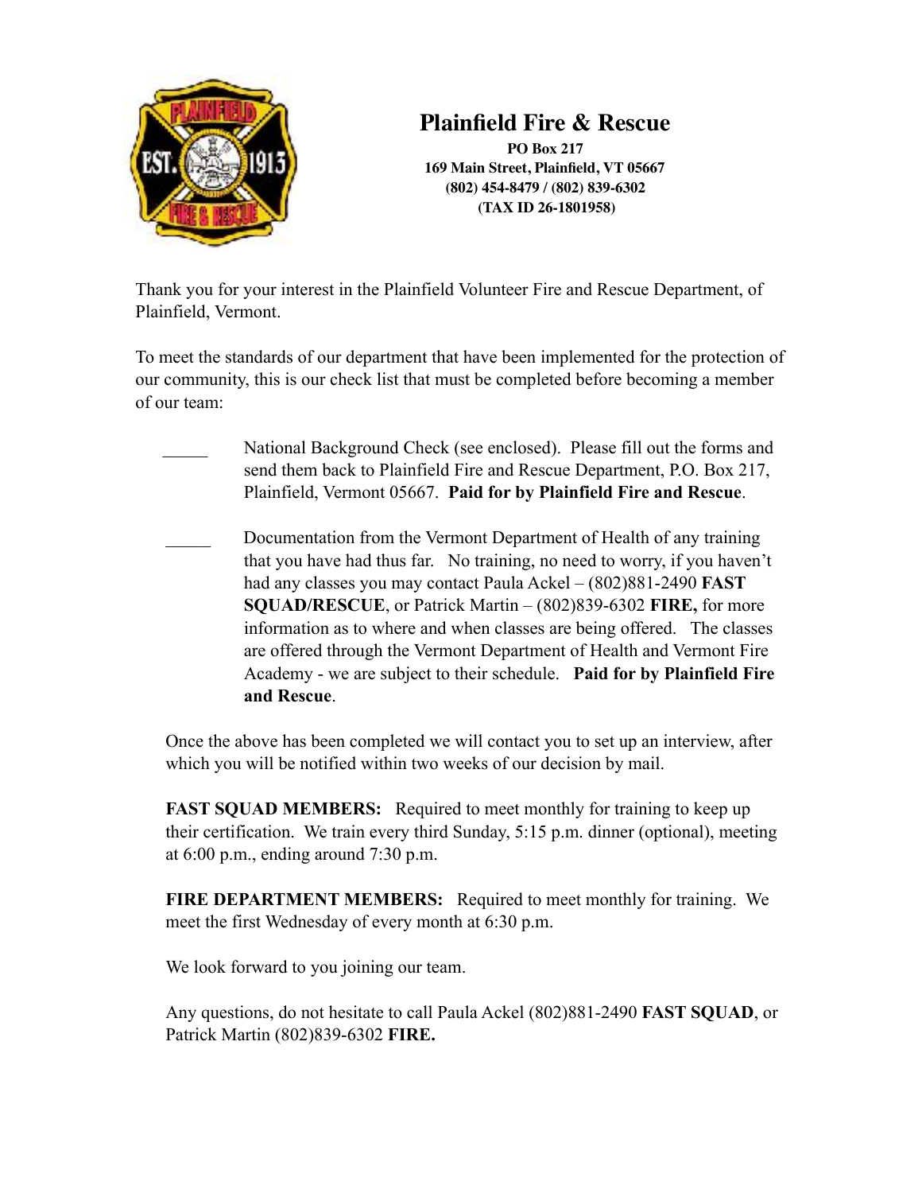# Plainfield Fire & Rescue

**PO Box 217**
**169 Main Street, Plainfield, VT 05667**
**(802) 454-8479 / (802) 839-6302**
**(TAX ID 26-1801958)**

Thank you for your interest in the Plainfield Volunteer Fire and Rescue Department, of Plainfield, Vermont.

To meet the standards of our department that have been implemented for the protection of our community, this is our check list that must be completed before becoming a member of our team:

_____ National Background Check (see enclosed). Please fill out the forms and send them back to Plainfield Fire and Rescue Department, P.O. Box 217, Plainfield, Vermont 05667. **Paid for by Plainfield Fire and Rescue**.

_____ Documentation from the Vermont Department of Health of any training that you have had thus far. No training, no need to worry, if you haven't had any classes you may contact Paula Ackel – (802)881-2490 **FAST SQUAD/RESCUE**, or Patrick Martin – (802)839-6302 **FIRE,** for more information as to where and when classes are being offered. The classes are offered through the Vermont Department of Health and Vermont Fire Academy - we are subject to their schedule. **Paid for by Plainfield Fire and Rescue**.

Once the above has been completed we will contact you to set up an interview, after which you will be notified within two weeks of our decision by mail.

**FAST SQUAD MEMBERS:** Required to meet monthly for training to keep up their certification. We train every third Sunday, 5:15 p.m. dinner (optional), meeting at 6:00 p.m., ending around 7:30 p.m.

**FIRE DEPARTMENT MEMBERS:** Required to meet monthly for training. We meet the first Wednesday of every month at 6:30 p.m.

We look forward to you joining our team.

Any questions, do not hesitate to call Paula Ackel (802)881-2490 **FAST SQUAD**, or Patrick Martin (802)839-6302 **FIRE.**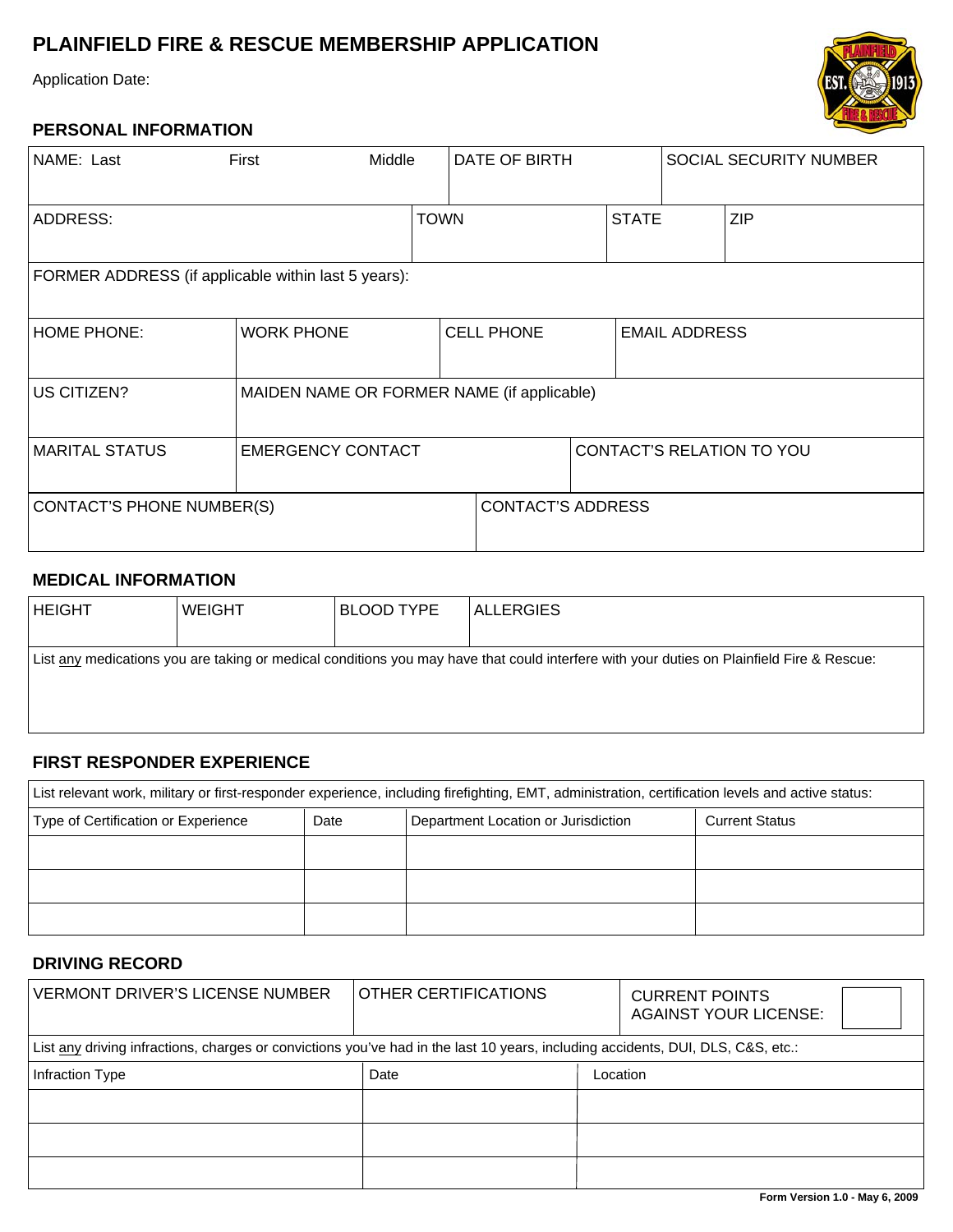# PLAINFIELD FIRE & RESCUE MEMBERSHIP APPLICATION

Application Date:

## PERSONAL INFORMATION

| NAME: Last First Middle | DATE OF BIRTH | SOCIAL SECURITY NUMBER |
|---|---|---|
| | | |

| ADDRESS: | TOWN | STATE | ZIP |
|---|---|---|---|
| | | | |

| FORMER ADDRESS (if applicable within last 5 years): |
|---|
| |

| HOME PHONE: | WORK PHONE | CELL PHONE | EMAIL ADDRESS |
|---|---|---|---|
| | | | |

| US CITIZEN? | MAIDEN NAME OR FORMER NAME (if applicable) |
|---|---|
| | |

| MARITAL STATUS | EMERGENCY CONTACT | CONTACT'S RELATION TO YOU |
|---|---|---|
| | | |

| CONTACT'S PHONE NUMBER(S) | CONTACT'S ADDRESS |
|---|---|
| | |

## MEDICAL INFORMATION

| HEIGHT | WEIGHT | BLOOD TYPE | ALLERGIES |
|---|---|---|---|
| | | | |

List any medications you are taking or medical conditions you may have that could interfere with your duties on Plainfield Fire & Rescue:

## FIRST RESPONDER EXPERIENCE

List relevant work, military or first-responder experience, including firefighting, EMT, administration, certification levels and active status:

| Type of Certification or Experience | Date | Department Location or Jurisdiction | Current Status |
|---|---|---|---|
| | | | |
| | | | |
| | | | |

## DRIVING RECORD

| VERMONT DRIVER'S LICENSE NUMBER | OTHER CERTIFICATIONS | CURRENT POINTS AGAINST YOUR LICENSE: |
|---|---|---|
| | | |

List any driving infractions, charges or convictions you've had in the last 10 years, including accidents, DUI, DLS, C&S, etc.:

| Infraction Type | Date | Location |
|---|---|---|
| | | |
| | | |
| | | |

Form Version 1.0 - May 6, 2009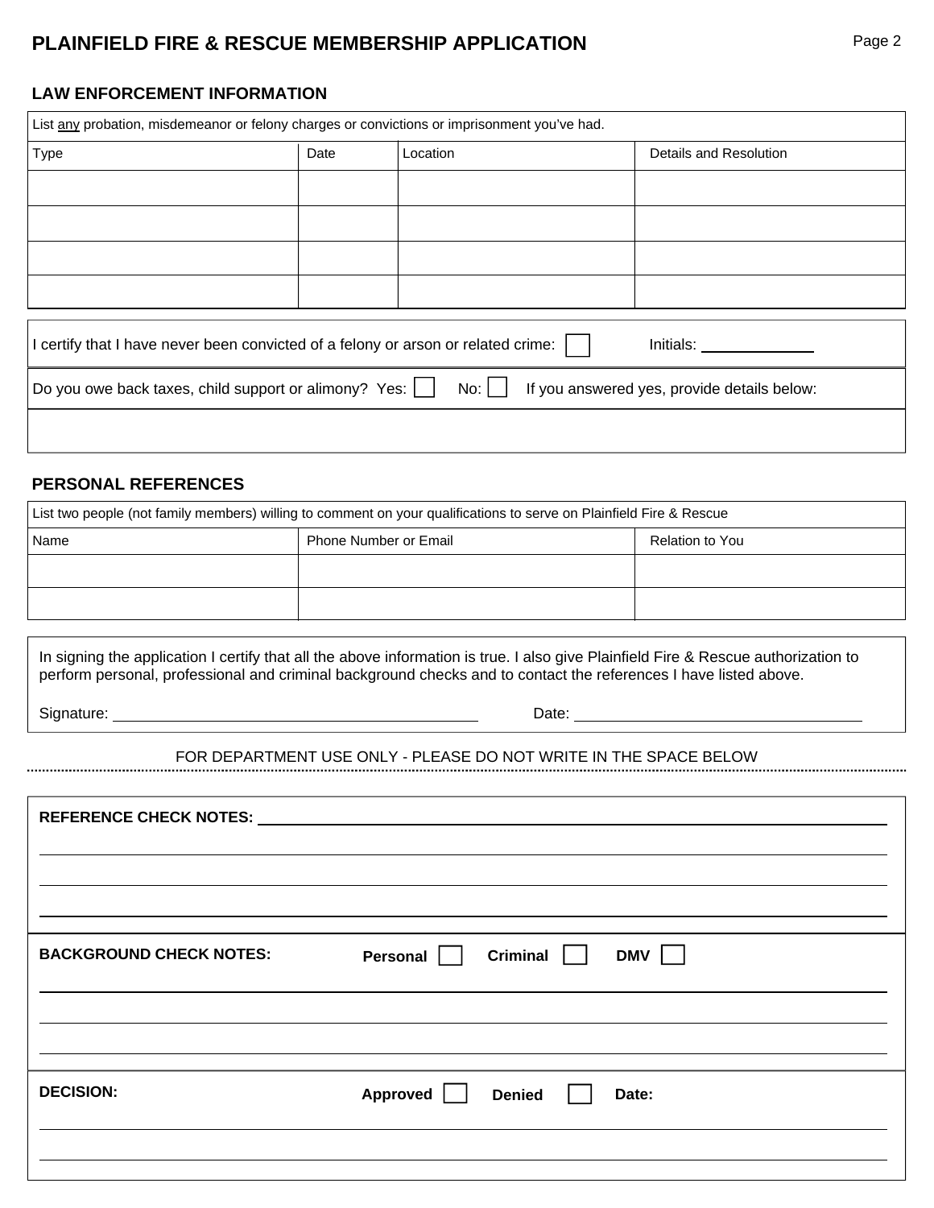# PLAINFIELD FIRE & RESCUE MEMBERSHIP APPLICATION

## LAW ENFORCEMENT INFORMATION

List any probation, misdemeanor or felony charges or convictions or imprisonment you've had.

| Type | Date | Location | Details and Resolution |
|---|---|---|---|
| | | | |
| | | | |
| | | | |
| | | | |

I certify that I have never been convicted of a felony or arson or related crime: ☐ Initials: ____________

Do you owe back taxes, child support or alimony? Yes: ☐ No: ☐ If you answered yes, provide details below:

_______________________________________________

## PERSONAL REFERENCES

List two people (not family members) willing to comment on your qualifications to serve on Plainfield Fire & Rescue

| Name | Phone Number or Email | Relation to You |
|---|---|---|
| | | |
| | | |

In signing the application I certify that all the above information is true. I also give Plainfield Fire & Rescue authorization to perform personal, professional and criminal background checks and to contact the references I have listed above.

Signature: ______________________________ Date: ______________________________

FOR DEPARTMENT USE ONLY - PLEASE DO NOT WRITE IN THE SPACE BELOW

**REFERENCE CHECK NOTES:** _______________________________________________

_______________________________________________

_______________________________________________

_______________________________________________

**BACKGROUND CHECK NOTES:** **Personal** ☐ **Criminal** ☐ **DMV** ☐

_______________________________________________

_______________________________________________

_______________________________________________

**DECISION:** **Approved** ☐ **Denied** ☐ **Date:**

_______________________________________________

_______________________________________________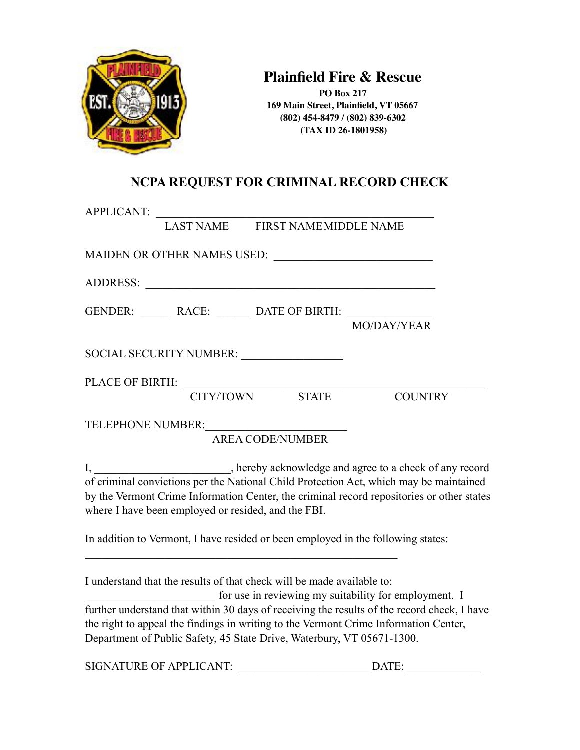**Plainfield Fire & Rescue**

**PO Box 217**
**169 Main Street, Plainfield, VT 05667**
**(802) 454-8479 / (802) 839-6302**
**(TAX ID 26-1801958)**

## NCPA REQUEST FOR CRIMINAL RECORD CHECK

APPLICANT: ______________________________________________
LAST NAME FIRST NAME MIDDLE NAME

MAIDEN OR OTHER NAMES USED: ___________________________

ADDRESS: ______________________________________________

GENDER: _____ RACE: ______ DATE OF BIRTH: ______________
MO/DAY/YEAR

SOCIAL SECURITY NUMBER: _________________

PLACE OF BIRTH: ______________________________________________
CITY/TOWN STATE COUNTRY

TELEPHONE NUMBER:________________________
AREA CODE/NUMBER

I, _______________________, hereby acknowledge and agree to a check of any record of criminal convictions per the National Child Protection Act, which may be maintained by the Vermont Crime Information Center, the criminal record repositories or other states where I have been employed or resided, and the FBI.

In addition to Vermont, I have resided or been employed in the following states:

______________________________________________________

I understand that the results of that check will be made available to: _______________________ for use in reviewing my suitability for employment. I further understand that within 30 days of receiving the results of the record check, I have the right to appeal the findings in writing to the Vermont Crime Information Center, Department of Public Safety, 45 State Drive, Waterbury, VT 05671-1300.

SIGNATURE OF APPLICANT: ______________________ DATE: ____________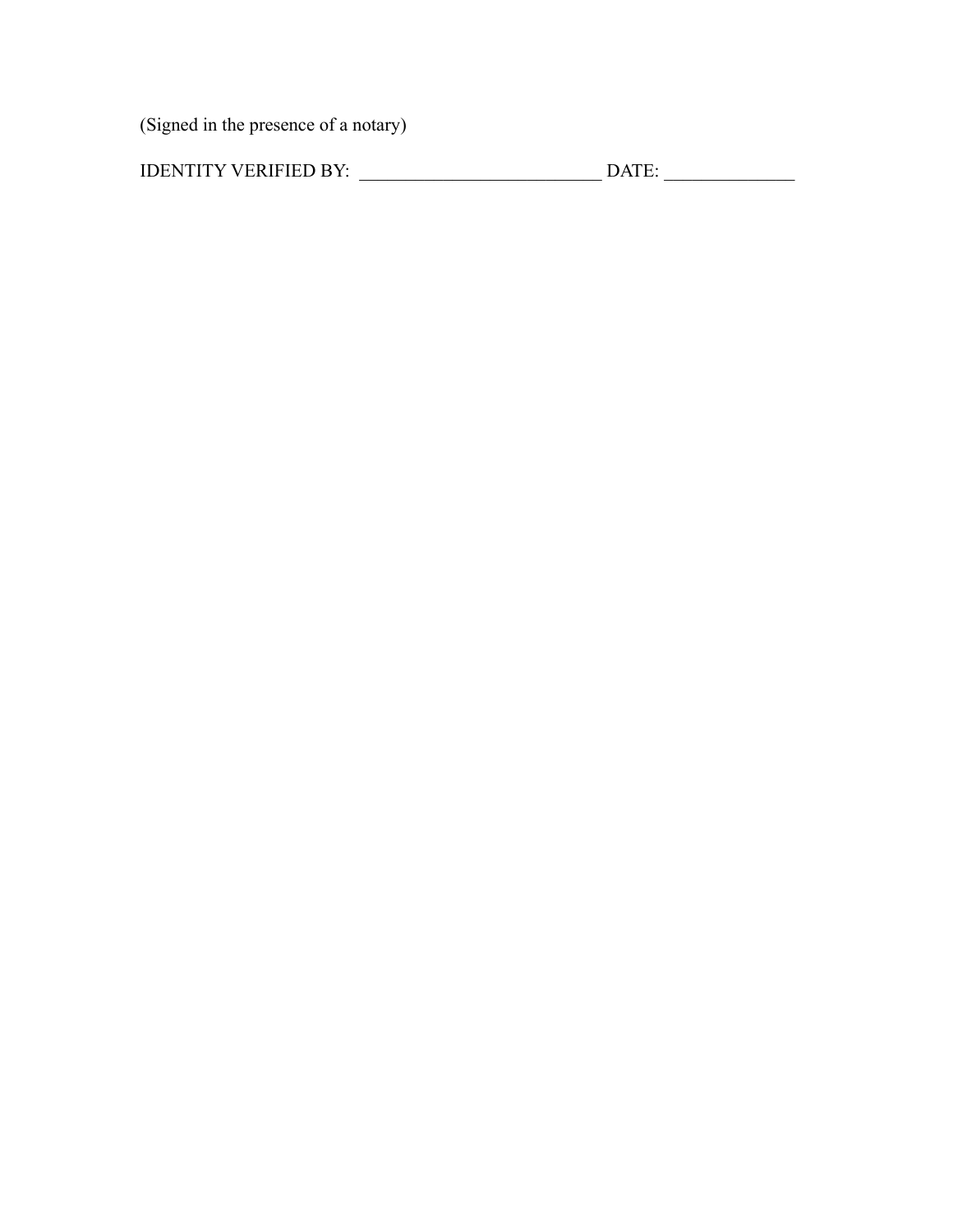(Signed in the presence of a notary)

IDENTITY VERIFIED BY: ___________________________ DATE: ______________